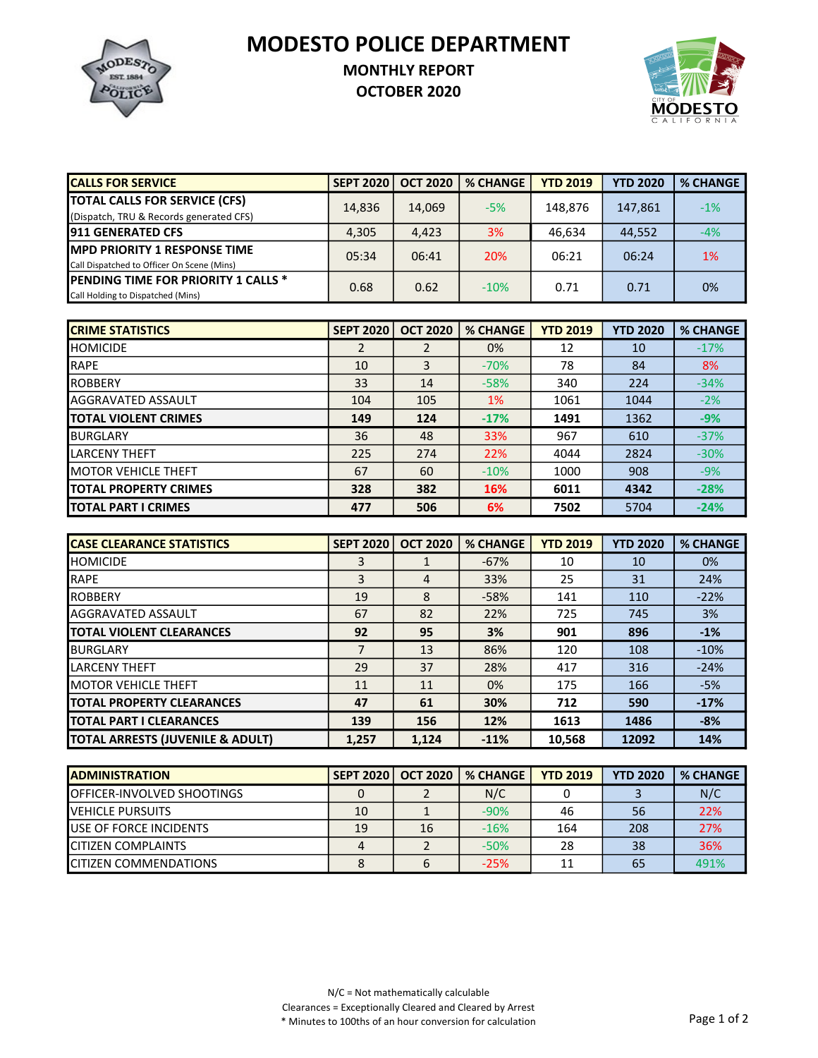# MODESTO POLICE DEPARTMENT

## MONTHLY REPORT

## OCTOBER 2020

| CALLS FOR SERVICE | SEPT 2020 | OCT 2020 | % CHANGE | YTD 2019 | YTD 2020 | % CHANGE |
|---|---|---|---|---|---|---|
| **TOTAL CALLS FOR SERVICE (CFS)** (Dispatch, TRU & Records generated CFS) | 14,836 | 14,069 | -5% | 148,876 | 147,861 | -1% |
| **911 GENERATED CFS** | 4,305 | 4,423 | 3% | 46,634 | 44,552 | -4% |
| **MPD PRIORITY 1 RESPONSE TIME** Call Dispatched to Officer On Scene (Mins) | 05:34 | 06:41 | 20% | 06:21 | 06:24 | 1% |
| **PENDING TIME FOR PRIORITY 1 CALLS** * Call Holding to Dispatched (Mins) | 0.68 | 0.62 | -10% | 0.71 | 0.71 | 0% |

| CRIME STATISTICS | SEPT 2020 | OCT 2020 | % CHANGE | YTD 2019 | YTD 2020 | % CHANGE |
|---|---|---|---|---|---|---|
| HOMICIDE | 2 | 2 | 0% | 12 | 10 | -17% |
| RAPE | 10 | 3 | -70% | 78 | 84 | 8% |
| ROBBERY | 33 | 14 | -58% | 340 | 224 | -34% |
| AGGRAVATED ASSAULT | 104 | 105 | 1% | 1061 | 1044 | -2% |
| **TOTAL VIOLENT CRIMES** | **149** | **124** | **-17%** | **1491** | 1362 | **-9%** |
| BURGLARY | 36 | 48 | 33% | 967 | 610 | -37% |
| LARCENY THEFT | 225 | 274 | 22% | 4044 | 2824 | -30% |
| MOTOR VEHICLE THEFT | 67 | 60 | -10% | 1000 | 908 | -9% |
| **TOTAL PROPERTY CRIMES** | **328** | **382** | **16%** | **6011** | **4342** | **-28%** |
| **TOTAL PART I CRIMES** | **477** | **506** | **6%** | **7502** | 5704 | **-24%** |

| CASE CLEARANCE STATISTICS | SEPT 2020 | OCT 2020 | % CHANGE | YTD 2019 | YTD 2020 | % CHANGE |
|---|---|---|---|---|---|---|
| HOMICIDE | 3 | 1 | -67% | 10 | 10 | 0% |
| RAPE | 3 | 4 | 33% | 25 | 31 | 24% |
| ROBBERY | 19 | 8 | -58% | 141 | 110 | -22% |
| AGGRAVATED ASSAULT | 67 | 82 | 22% | 725 | 745 | 3% |
| **TOTAL VIOLENT CLEARANCES** | **92** | **95** | **3%** | **901** | **896** | **-1%** |
| BURGLARY | 7 | 13 | 86% | 120 | 108 | -10% |
| LARCENY THEFT | 29 | 37 | 28% | 417 | 316 | -24% |
| MOTOR VEHICLE THEFT | 11 | 11 | 0% | 175 | 166 | -5% |
| **TOTAL PROPERTY CLEARANCES** | **47** | **61** | **30%** | **712** | **590** | **-17%** |
| **TOTAL PART I CLEARANCES** | **139** | **156** | **12%** | **1613** | **1486** | **-8%** |
| **TOTAL ARRESTS (JUVENILE & ADULT)** | **1,257** | **1,124** | **-11%** | **10,568** | **12092** | **14%** |

| ADMINISTRATION | SEPT 2020 | OCT 2020 | % CHANGE | YTD 2019 | YTD 2020 | % CHANGE |
|---|---|---|---|---|---|---|
| OFFICER-INVOLVED SHOOTINGS | 0 | 2 | N/C | 0 | 3 | N/C |
| VEHICLE PURSUITS | 10 | 1 | -90% | 46 | 56 | 22% |
| USE OF FORCE INCIDENTS | 19 | 16 | -16% | 164 | 208 | 27% |
| CITIZEN COMPLAINTS | 4 | 2 | -50% | 28 | 38 | 36% |
| CITIZEN COMMENDATIONS | 8 | 6 | -25% | 11 | 65 | 491% |

N/C = Not mathematically calculable

Clearances = Exceptionally Cleared and Cleared by Arrest

* Minutes to 100ths of an hour conversion for calculation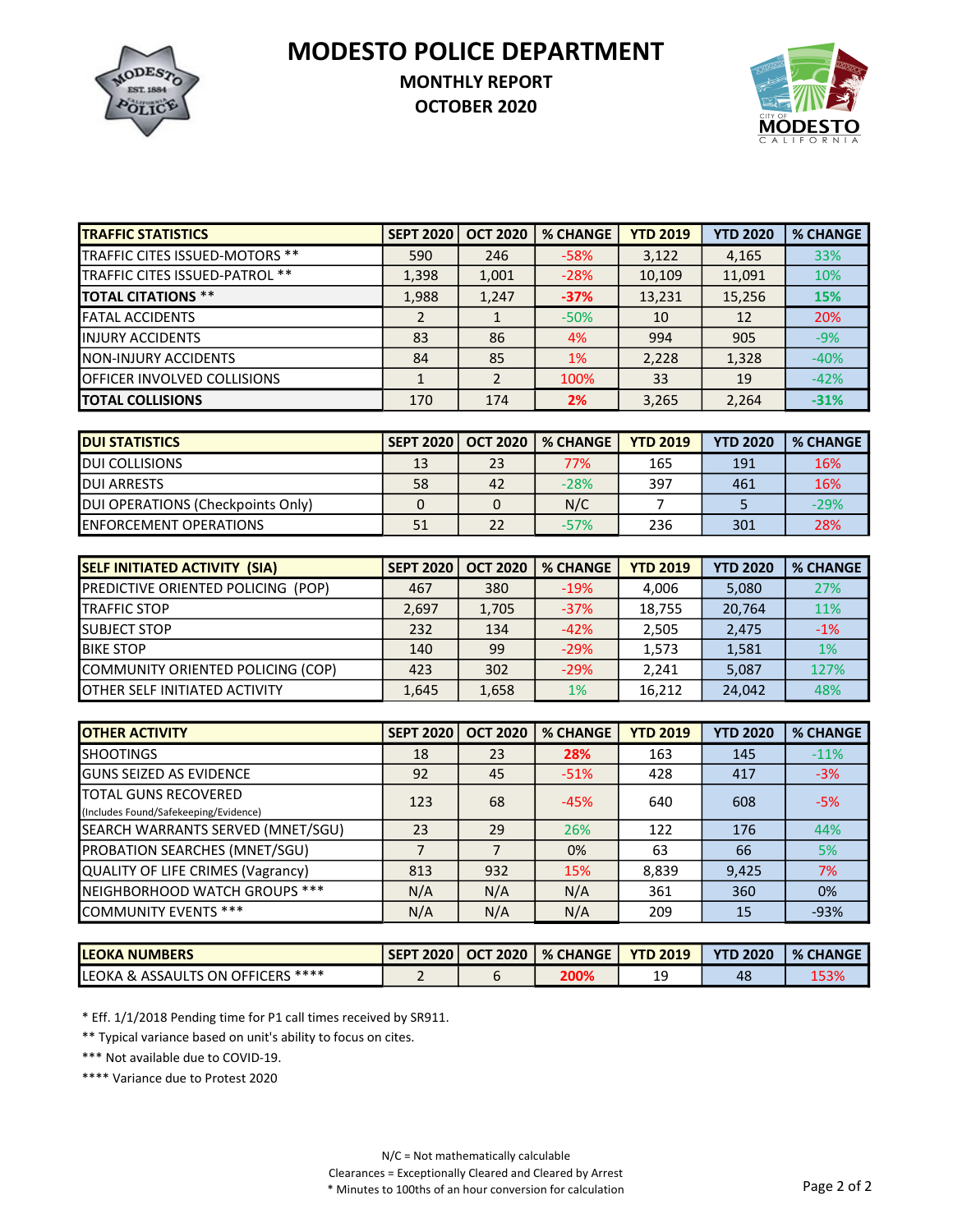# MODESTO POLICE DEPARTMENT

## MONTHLY REPORT

## OCTOBER 2020

| TRAFFIC STATISTICS | SEPT 2020 | OCT 2020 | % CHANGE | YTD 2019 | YTD 2020 | % CHANGE |
|---|---|---|---|---|---|---|
| TRAFFIC CITES ISSUED-MOTORS ** | 590 | 246 | -58% | 3,122 | 4,165 | 33% |
| TRAFFIC CITES ISSUED-PATROL ** | 1,398 | 1,001 | -28% | 10,109 | 11,091 | 10% |
| **TOTAL CITATIONS** ** | 1,988 | 1,247 | **-37%** | 13,231 | 15,256 | **15%** |
| FATAL ACCIDENTS | 2 | 1 | -50% | 10 | 12 | 20% |
| INJURY ACCIDENTS | 83 | 86 | 4% | 994 | 905 | -9% |
| NON-INJURY ACCIDENTS | 84 | 85 | 1% | 2,228 | 1,328 | -40% |
| OFFICER INVOLVED COLLISIONS | 1 | 2 | 100% | 33 | 19 | -42% |
| **TOTAL COLLISIONS** | 170 | 174 | **2%** | 3,265 | 2,264 | **-31%** |

| DUI STATISTICS | SEPT 2020 | OCT 2020 | % CHANGE | YTD 2019 | YTD 2020 | % CHANGE |
|---|---|---|---|---|---|---|
| DUI COLLISIONS | 13 | 23 | 77% | 165 | 191 | 16% |
| DUI ARRESTS | 58 | 42 | -28% | 397 | 461 | 16% |
| DUI OPERATIONS (Checkpoints Only) | 0 | 0 | N/C | 7 | 5 | -29% |
| ENFORCEMENT OPERATIONS | 51 | 22 | -57% | 236 | 301 | 28% |

| SELF INITIATED ACTIVITY (SIA) | SEPT 2020 | OCT 2020 | % CHANGE | YTD 2019 | YTD 2020 | % CHANGE |
|---|---|---|---|---|---|---|
| PREDICTIVE ORIENTED POLICING (POP) | 467 | 380 | -19% | 4,006 | 5,080 | 27% |
| TRAFFIC STOP | 2,697 | 1,705 | -37% | 18,755 | 20,764 | 11% |
| SUBJECT STOP | 232 | 134 | -42% | 2,505 | 2,475 | -1% |
| BIKE STOP | 140 | 99 | -29% | 1,573 | 1,581 | 1% |
| COMMUNITY ORIENTED POLICING (COP) | 423 | 302 | -29% | 2,241 | 5,087 | 127% |
| OTHER SELF INITIATED ACTIVITY | 1,645 | 1,658 | 1% | 16,212 | 24,042 | 48% |

| OTHER ACTIVITY | SEPT 2020 | OCT 2020 | % CHANGE | YTD 2019 | YTD 2020 | % CHANGE |
|---|---|---|---|---|---|---|
| SHOOTINGS | 18 | 23 | **28%** | 163 | 145 | -11% |
| GUNS SEIZED AS EVIDENCE | 92 | 45 | -51% | 428 | 417 | -3% |
| TOTAL GUNS RECOVERED (Includes Found/Safekeeping/Evidence) | 123 | 68 | -45% | 640 | 608 | -5% |
| SEARCH WARRANTS SERVED (MNET/SGU) | 23 | 29 | 26% | 122 | 176 | 44% |
| PROBATION SEARCHES (MNET/SGU) | 7 | 7 | 0% | 63 | 66 | 5% |
| QUALITY OF LIFE CRIMES (Vagrancy) | 813 | 932 | 15% | 8,839 | 9,425 | 7% |
| NEIGHBORHOOD WATCH GROUPS *** | N/A | N/A | N/A | 361 | 360 | 0% |
| COMMUNITY EVENTS *** | N/A | N/A | N/A | 209 | 15 | -93% |

| LEOKA NUMBERS | SEPT 2020 | OCT 2020 | % CHANGE | YTD 2019 | YTD 2020 | % CHANGE |
|---|---|---|---|---|---|---|
| LEOKA & ASSAULTS ON OFFICERS **** | 2 | 6 | **200%** | 19 | 48 | 153% |

* Eff. 1/1/2018 Pending time for P1 call times received by SR911.

** Typical variance based on unit's ability to focus on cites.

*** Not available due to COVID-19.

**** Variance due to Protest 2020

N/C = Not mathematically calculable

Clearances = Exceptionally Cleared and Cleared by Arrest

* Minutes to 100ths of an hour conversion for calculation